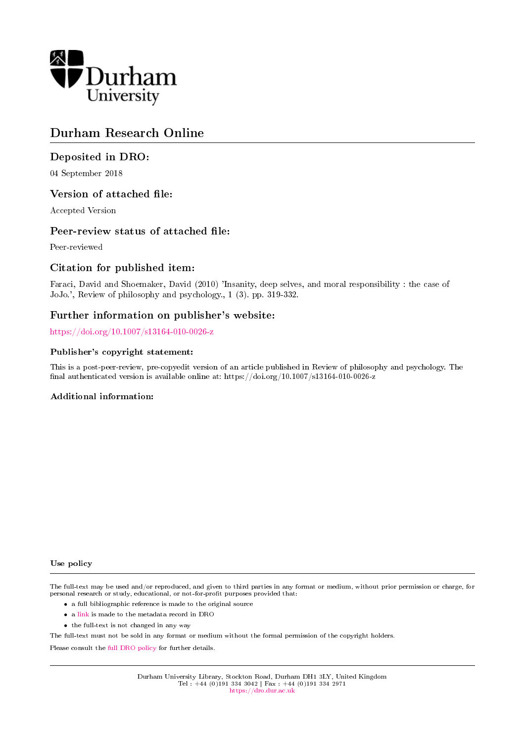Durham University

# Durham Research Online

## Deposited in DRO:

04 September 2018

## Version of attached file:

Accepted Version

## Peer-review status of attached file:

Peer-reviewed

## Citation for published item:

Faraci, David and Shoemaker, David (2010) 'Insanity, deep selves, and moral responsibility : the case of JoJo.', Review of philosophy and psychology., 1 (3). pp. 319-332.

## Further information on publisher's website:

https://doi.org/10.1007/s13164-010-0026-z

### Publisher's copyright statement:

This is a post-peer-review, pre-copyedit version of an article published in Review of philosophy and psychology. The final authenticated version is available online at: https://doi.org/10.1007/s13164-010-0026-z

### Additional information:

### Use policy

The full-text may be used and/or reproduced, and given to third parties in any format or medium, without prior permission or charge, for personal research or study, educational, or not-for-profit purposes provided that:

- a full bibliographic reference is made to the original source
- a link is made to the metadata record in DRO
- the full-text is not changed in any way

The full-text must not be sold in any format or medium without the formal permission of the copyright holders.

Please consult the full DRO policy for further details.

Durham University Library, Stockton Road, Durham DH1 3LY, United Kingdom
Tel : +44 (0)191 334 3042 | Fax : +44 (0)191 334 2971
https://dro.dur.ac.uk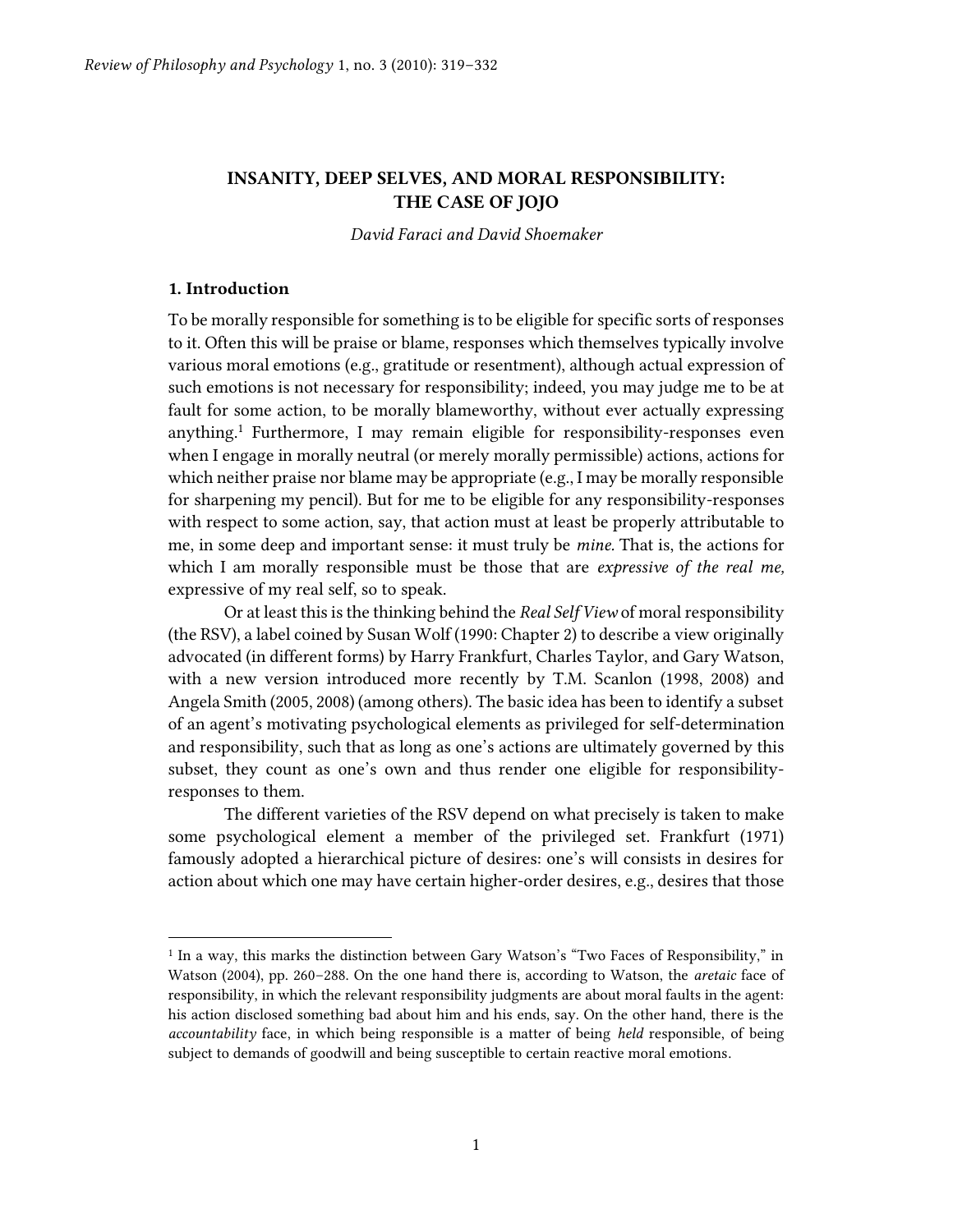# INSANITY, DEEP SELVES, AND MORAL RESPONSIBILITY: THE CASE OF JOJO

*David Faraci and David Shoemaker*

## 1. Introduction

To be morally responsible for something is to be eligible for specific sorts of responses to it. Often this will be praise or blame, responses which themselves typically involve various moral emotions (e.g., gratitude or resentment), although actual expression of such emotions is not necessary for responsibility; indeed, you may judge me to be at fault for some action, to be morally blameworthy, without ever actually expressing anything.[1] Furthermore, I may remain eligible for responsibility-responses even when I engage in morally neutral (or merely morally permissible) actions, actions for which neither praise nor blame may be appropriate (e.g., I may be morally responsible for sharpening my pencil). But for me to be eligible for any responsibility-responses with respect to some action, say, that action must at least be properly attributable to me, in some deep and important sense: it must truly be *mine.* That is, the actions for which I am morally responsible must be those that are *expressive of the real me,* expressive of my real self, so to speak.

Or at least this is the thinking behind the *Real Self View* of moral responsibility (the RSV), a label coined by Susan Wolf (1990: Chapter 2) to describe a view originally advocated (in different forms) by Harry Frankfurt, Charles Taylor, and Gary Watson, with a new version introduced more recently by T.M. Scanlon (1998, 2008) and Angela Smith (2005, 2008) (among others). The basic idea has been to identify a subset of an agent's motivating psychological elements as privileged for self-determination and responsibility, such that as long as one's actions are ultimately governed by this subset, they count as one's own and thus render one eligible for responsibility-responses to them.

The different varieties of the RSV depend on what precisely is taken to make some psychological element a member of the privileged set. Frankfurt (1971) famously adopted a hierarchical picture of desires: one's will consists in desires for action about which one may have certain higher-order desires, e.g., desires that those

[1] In a way, this marks the distinction between Gary Watson's "Two Faces of Responsibility," in Watson (2004), pp. 260–288. On the one hand there is, according to Watson, the *aretaic* face of responsibility, in which the relevant responsibility judgments are about moral faults in the agent: his action disclosed something bad about him and his ends, say. On the other hand, there is the *accountability* face, in which being responsible is a matter of being *held* responsible, of being subject to demands of goodwill and being susceptible to certain reactive moral emotions.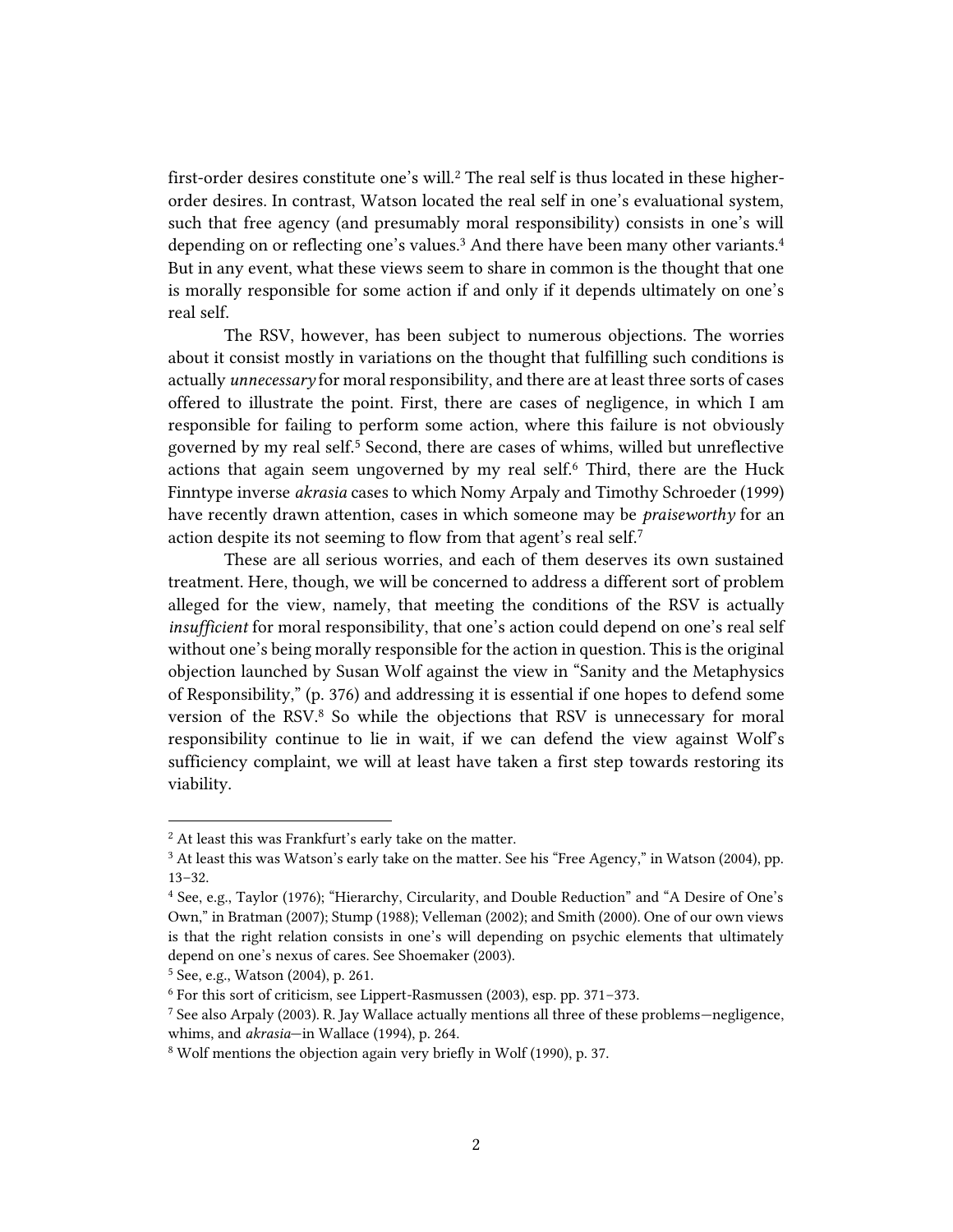first-order desires constitute one's will.[2] The real self is thus located in these higher-order desires. In contrast, Watson located the real self in one's evaluational system, such that free agency (and presumably moral responsibility) consists in one's will depending on or reflecting one's values.[3] And there have been many other variants.[4] But in any event, what these views seem to share in common is the thought that one is morally responsible for some action if and only if it depends ultimately on one's real self.

The RSV, however, has been subject to numerous objections. The worries about it consist mostly in variations on the thought that fulfilling such conditions is actually *unnecessary* for moral responsibility, and there are at least three sorts of cases offered to illustrate the point. First, there are cases of negligence, in which I am responsible for failing to perform some action, where this failure is not obviously governed by my real self.[5] Second, there are cases of whims, willed but unreflective actions that again seem ungoverned by my real self.[6] Third, there are the Huck Finntype inverse *akrasia* cases to which Nomy Arpaly and Timothy Schroeder (1999) have recently drawn attention, cases in which someone may be *praiseworthy* for an action despite its not seeming to flow from that agent's real self.[7]

These are all serious worries, and each of them deserves its own sustained treatment. Here, though, we will be concerned to address a different sort of problem alleged for the view, namely, that meeting the conditions of the RSV is actually *insufficient* for moral responsibility, that one's action could depend on one's real self without one's being morally responsible for the action in question. This is the original objection launched by Susan Wolf against the view in "Sanity and the Metaphysics of Responsibility," (p. 376) and addressing it is essential if one hopes to defend some version of the RSV.[8] So while the objections that RSV is unnecessary for moral responsibility continue to lie in wait, if we can defend the view against Wolf's sufficiency complaint, we will at least have taken a first step towards restoring its viability.

---

[2] At least this was Frankfurt's early take on the matter.

[3] At least this was Watson's early take on the matter. See his "Free Agency," in Watson (2004), pp. 13–32.

[4] See, e.g., Taylor (1976); "Hierarchy, Circularity, and Double Reduction" and "A Desire of One's Own," in Bratman (2007); Stump (1988); Velleman (2002); and Smith (2000). One of our own views is that the right relation consists in one's will depending on psychic elements that ultimately depend on one's nexus of cares. See Shoemaker (2003).

[5] See, e.g., Watson (2004), p. 261.

[6] For this sort of criticism, see Lippert-Rasmussen (2003), esp. pp. 371–373.

[7] See also Arpaly (2003). R. Jay Wallace actually mentions all three of these problems—negligence, whims, and *akrasia*—in Wallace (1994), p. 264.

[8] Wolf mentions the objection again very briefly in Wolf (1990), p. 37.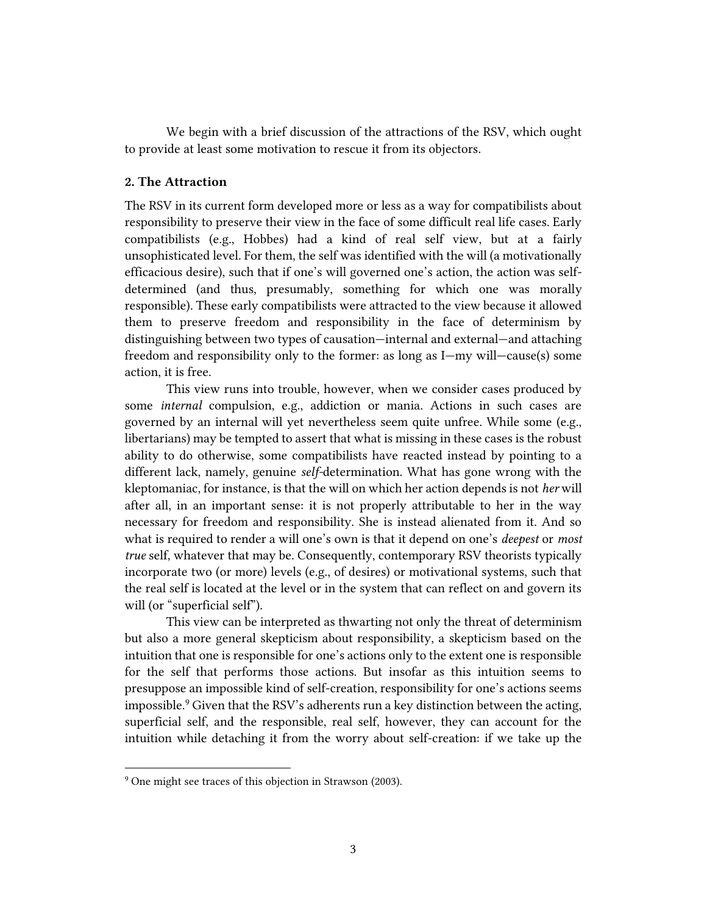We begin with a brief discussion of the attractions of the RSV, which ought to provide at least some motivation to rescue it from its objectors.

## 2. The Attraction

The RSV in its current form developed more or less as a way for compatibilists about responsibility to preserve their view in the face of some difficult real life cases. Early compatibilists (e.g., Hobbes) had a kind of real self view, but at a fairly unsophisticated level. For them, the self was identified with the will (a motivationally efficacious desire), such that if one's will governed one's action, the action was self-determined (and thus, presumably, something for which one was morally responsible). These early compatibilists were attracted to the view because it allowed them to preserve freedom and responsibility in the face of determinism by distinguishing between two types of causation—internal and external—and attaching freedom and responsibility only to the former: as long as I—my will—cause(s) some action, it is free.

This view runs into trouble, however, when we consider cases produced by some *internal* compulsion, e.g., addiction or mania. Actions in such cases are governed by an internal will yet nevertheless seem quite unfree. While some (e.g., libertarians) may be tempted to assert that what is missing in these cases is the robust ability to do otherwise, some compatibilists have reacted instead by pointing to a different lack, namely, genuine *self*-determination. What has gone wrong with the kleptomaniac, for instance, is that the will on which her action depends is not *her* will after all, in an important sense: it is not properly attributable to her in the way necessary for freedom and responsibility. She is instead alienated from it. And so what is required to render a will one's own is that it depend on one's *deepest* or *most true* self, whatever that may be. Consequently, contemporary RSV theorists typically incorporate two (or more) levels (e.g., of desires) or motivational systems, such that the real self is located at the level or in the system that can reflect on and govern its will (or "superficial self").

This view can be interpreted as thwarting not only the threat of determinism but also a more general skepticism about responsibility, a skepticism based on the intuition that one is responsible for one's actions only to the extent one is responsible for the self that performs those actions. But insofar as this intuition seems to presuppose an impossible kind of self-creation, responsibility for one's actions seems impossible.[9] Given that the RSV's adherents run a key distinction between the acting, superficial self, and the responsible, real self, however, they can account for the intuition while detaching it from the worry about self-creation: if we take up the

[9] One might see traces of this objection in Strawson (2003).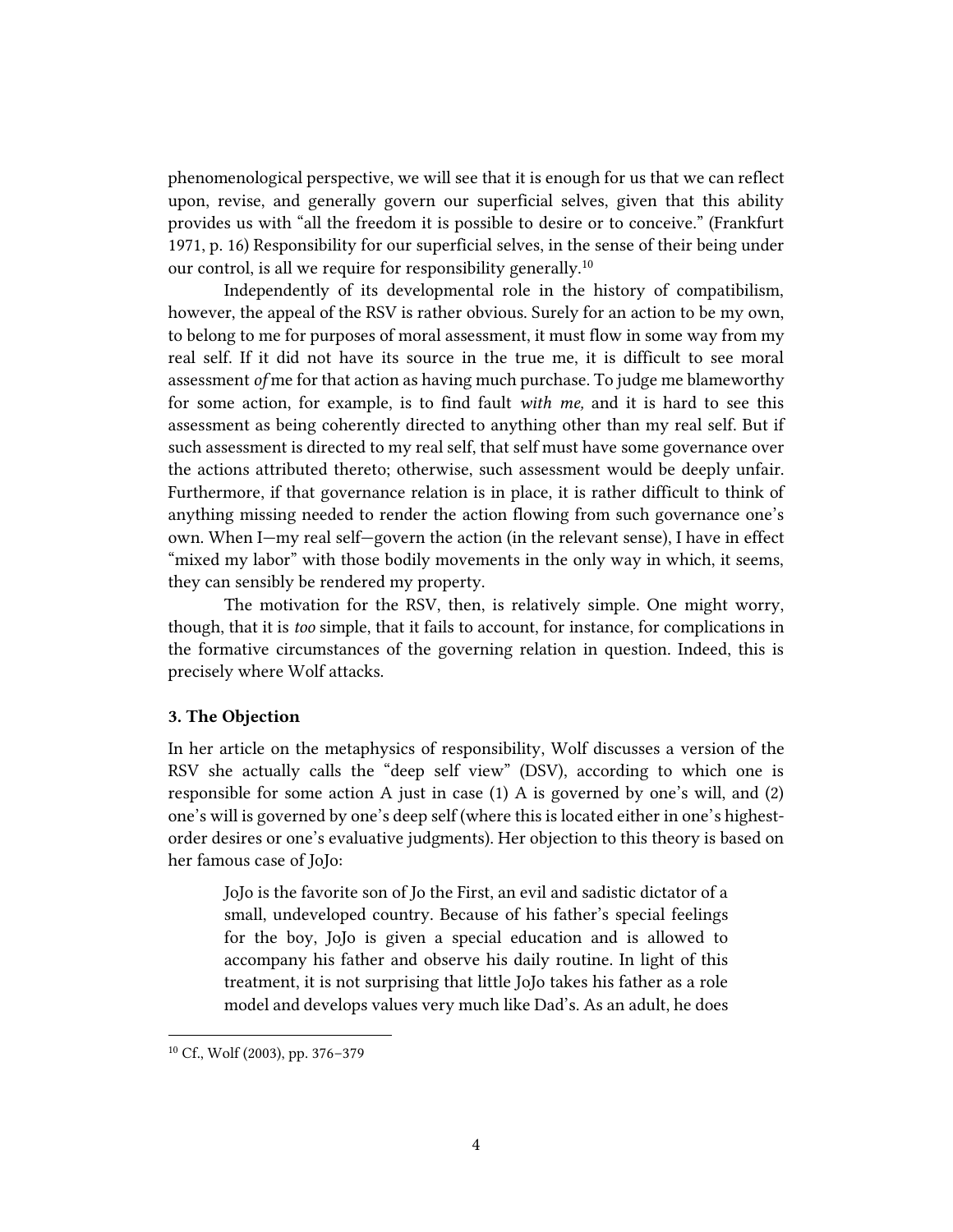phenomenological perspective, we will see that it is enough for us that we can reflect upon, revise, and generally govern our superficial selves, given that this ability provides us with "all the freedom it is possible to desire or to conceive." (Frankfurt 1971, p. 16) Responsibility for our superficial selves, in the sense of their being under our control, is all we require for responsibility generally.[10]

Independently of its developmental role in the history of compatibilism, however, the appeal of the RSV is rather obvious. Surely for an action to be my own, to belong to me for purposes of moral assessment, it must flow in some way from my real self. If it did not have its source in the true me, it is difficult to see moral assessment *of* me for that action as having much purchase. To judge me blameworthy for some action, for example, is to find fault *with me,* and it is hard to see this assessment as being coherently directed to anything other than my real self. But if such assessment is directed to my real self, that self must have some governance over the actions attributed thereto; otherwise, such assessment would be deeply unfair. Furthermore, if that governance relation is in place, it is rather difficult to think of anything missing needed to render the action flowing from such governance one's own. When I—my real self—govern the action (in the relevant sense), I have in effect "mixed my labor" with those bodily movements in the only way in which, it seems, they can sensibly be rendered my property.

The motivation for the RSV, then, is relatively simple. One might worry, though, that it is *too* simple, that it fails to account, for instance, for complications in the formative circumstances of the governing relation in question. Indeed, this is precisely where Wolf attacks.

### 3. The Objection

In her article on the metaphysics of responsibility, Wolf discusses a version of the RSV she actually calls the "deep self view" (DSV), according to which one is responsible for some action A just in case (1) A is governed by one's will, and (2) one's will is governed by one's deep self (where this is located either in one's highest-order desires or one's evaluative judgments). Her objection to this theory is based on her famous case of JoJo:

> JoJo is the favorite son of Jo the First, an evil and sadistic dictator of a small, undeveloped country. Because of his father's special feelings for the boy, JoJo is given a special education and is allowed to accompany his father and observe his daily routine. In light of this treatment, it is not surprising that little JoJo takes his father as a role model and develops values very much like Dad's. As an adult, he does

[10] Cf., Wolf (2003), pp. 376–379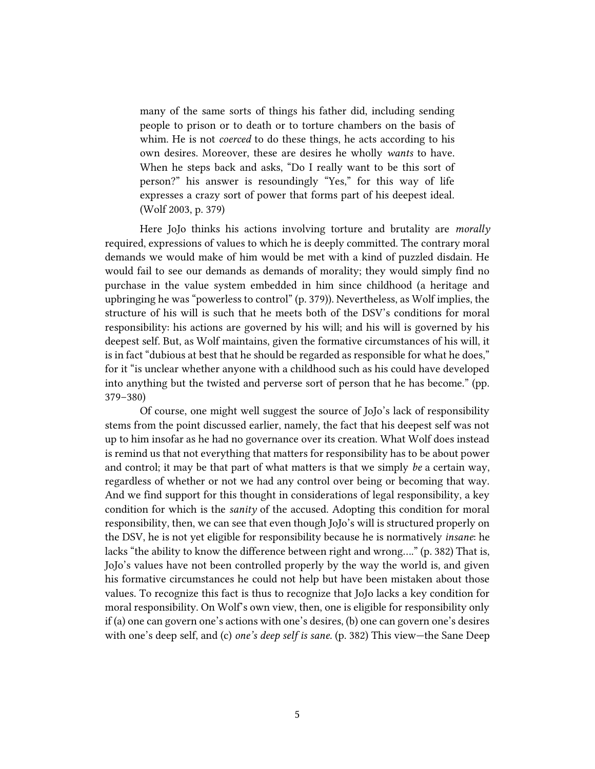> many of the same sorts of things his father did, including sending people to prison or to death or to torture chambers on the basis of whim. He is not *coerced* to do these things, he acts according to his own desires. Moreover, these are desires he wholly *wants* to have. When he steps back and asks, "Do I really want to be this sort of person?" his answer is resoundingly "Yes," for this way of life expresses a crazy sort of power that forms part of his deepest ideal. (Wolf 2003, p. 379)

Here JoJo thinks his actions involving torture and brutality are *morally* required, expressions of values to which he is deeply committed. The contrary moral demands we would make of him would be met with a kind of puzzled disdain. He would fail to see our demands as demands of morality; they would simply find no purchase in the value system embedded in him since childhood (a heritage and upbringing he was "powerless to control" (p. 379)). Nevertheless, as Wolf implies, the structure of his will is such that he meets both of the DSV's conditions for moral responsibility: his actions are governed by his will; and his will is governed by his deepest self. But, as Wolf maintains, given the formative circumstances of his will, it is in fact "dubious at best that he should be regarded as responsible for what he does," for it "is unclear whether anyone with a childhood such as his could have developed into anything but the twisted and perverse sort of person that he has become." (pp. 379–380)

Of course, one might well suggest the source of JoJo's lack of responsibility stems from the point discussed earlier, namely, the fact that his deepest self was not up to him insofar as he had no governance over its creation. What Wolf does instead is remind us that not everything that matters for responsibility has to be about power and control; it may be that part of what matters is that we simply *be* a certain way, regardless of whether or not we had any control over being or becoming that way. And we find support for this thought in considerations of legal responsibility, a key condition for which is the *sanity* of the accused. Adopting this condition for moral responsibility, then, we can see that even though JoJo's will is structured properly on the DSV, he is not yet eligible for responsibility because he is normatively *insane*: he lacks "the ability to know the difference between right and wrong…." (p. 382) That is, JoJo's values have not been controlled properly by the way the world is, and given his formative circumstances he could not help but have been mistaken about those values. To recognize this fact is thus to recognize that JoJo lacks a key condition for moral responsibility. On Wolf's own view, then, one is eligible for responsibility only if (a) one can govern one's actions with one's desires, (b) one can govern one's desires with one's deep self, and (c) *one's deep self is sane*. (p. 382) This view—the Sane Deep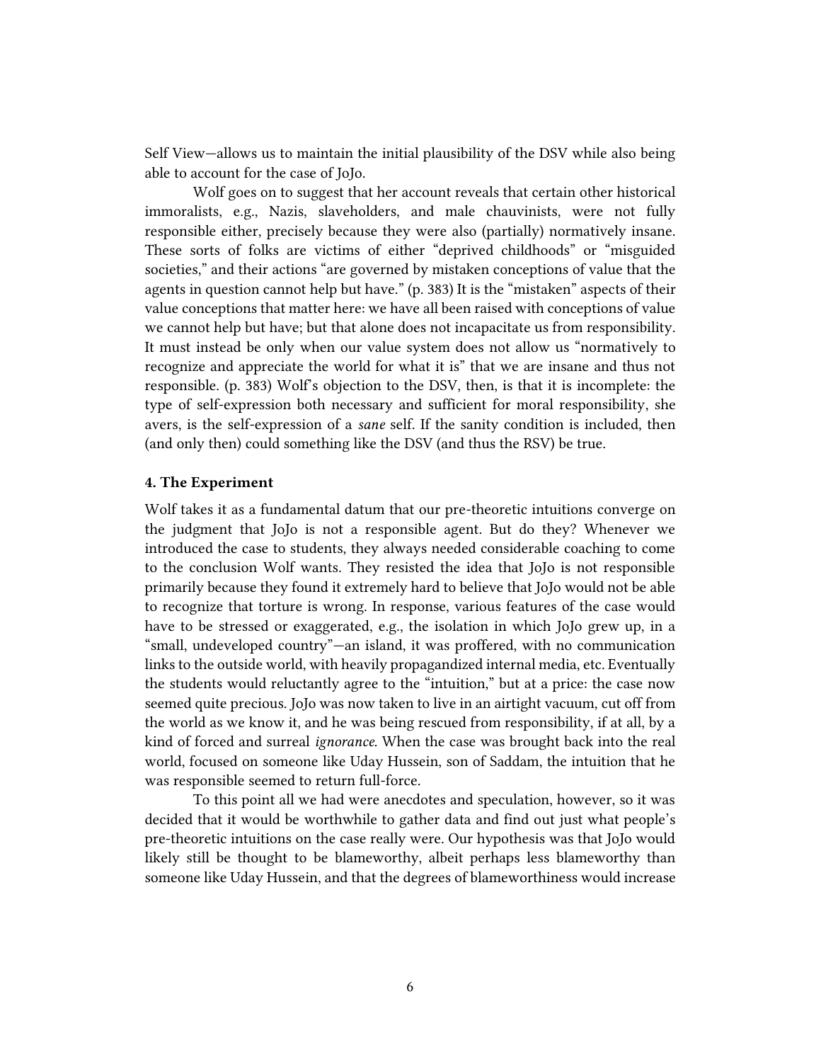Self View—allows us to maintain the initial plausibility of the DSV while also being able to account for the case of JoJo.

Wolf goes on to suggest that her account reveals that certain other historical immoralists, e.g., Nazis, slaveholders, and male chauvinists, were not fully responsible either, precisely because they were also (partially) normatively insane. These sorts of folks are victims of either "deprived childhoods" or "misguided societies," and their actions "are governed by mistaken conceptions of value that the agents in question cannot help but have." (p. 383) It is the "mistaken" aspects of their value conceptions that matter here: we have all been raised with conceptions of value we cannot help but have; but that alone does not incapacitate us from responsibility. It must instead be only when our value system does not allow us "normatively to recognize and appreciate the world for what it is" that we are insane and thus not responsible. (p. 383) Wolf's objection to the DSV, then, is that it is incomplete: the type of self-expression both necessary and sufficient for moral responsibility, she avers, is the self-expression of a *sane* self. If the sanity condition is included, then (and only then) could something like the DSV (and thus the RSV) be true.

## 4. The Experiment

Wolf takes it as a fundamental datum that our pre-theoretic intuitions converge on the judgment that JoJo is not a responsible agent. But do they? Whenever we introduced the case to students, they always needed considerable coaching to come to the conclusion Wolf wants. They resisted the idea that JoJo is not responsible primarily because they found it extremely hard to believe that JoJo would not be able to recognize that torture is wrong. In response, various features of the case would have to be stressed or exaggerated, e.g., the isolation in which JoJo grew up, in a "small, undeveloped country"—an island, it was proffered, with no communication links to the outside world, with heavily propagandized internal media, etc. Eventually the students would reluctantly agree to the "intuition," but at a price: the case now seemed quite precious. JoJo was now taken to live in an airtight vacuum, cut off from the world as we know it, and he was being rescued from responsibility, if at all, by a kind of forced and surreal *ignorance*. When the case was brought back into the real world, focused on someone like Uday Hussein, son of Saddam, the intuition that he was responsible seemed to return full-force.

To this point all we had were anecdotes and speculation, however, so it was decided that it would be worthwhile to gather data and find out just what people's pre-theoretic intuitions on the case really were. Our hypothesis was that JoJo would likely still be thought to be blameworthy, albeit perhaps less blameworthy than someone like Uday Hussein, and that the degrees of blameworthiness would increase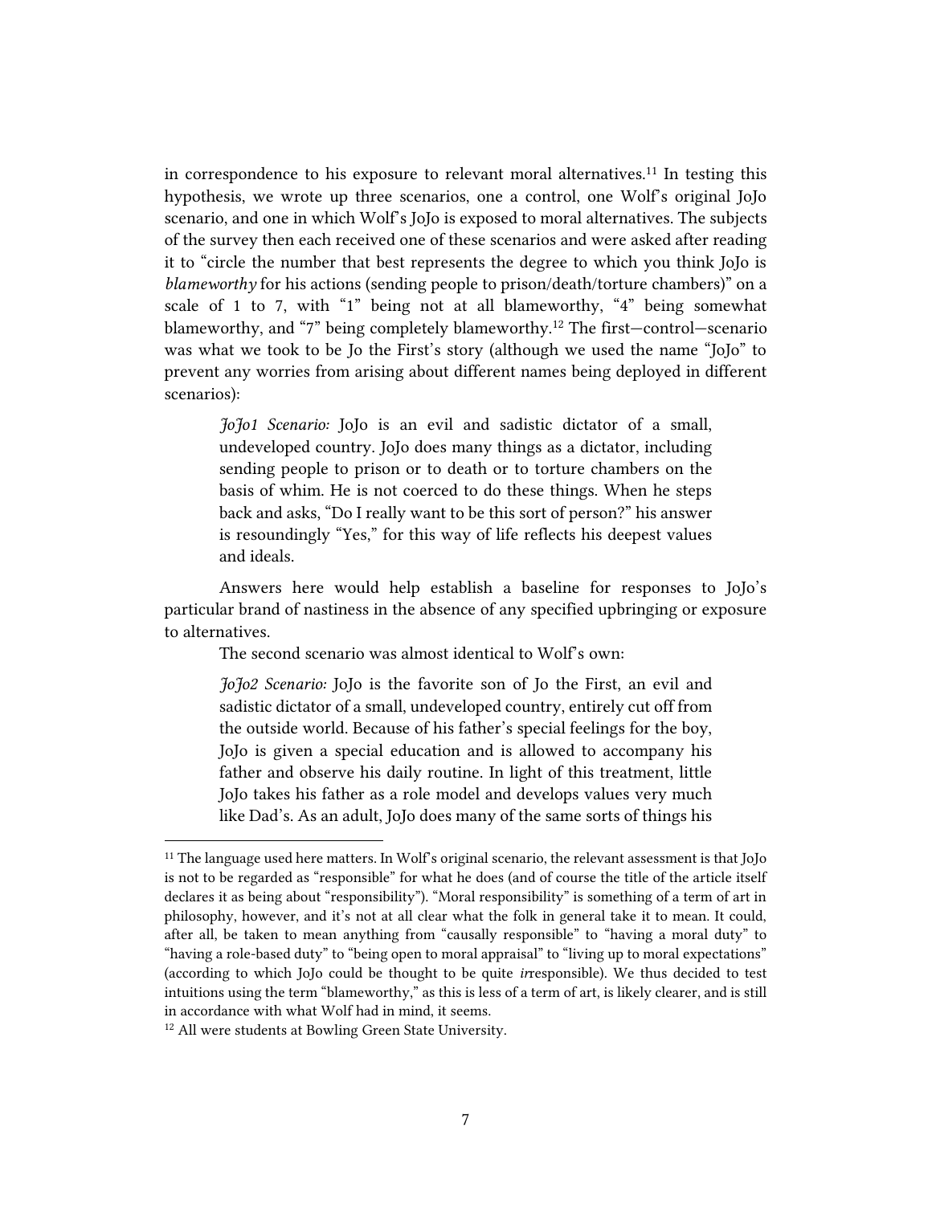in correspondence to his exposure to relevant moral alternatives.[11] In testing this hypothesis, we wrote up three scenarios, one a control, one Wolf's original JoJo scenario, and one in which Wolf's JoJo is exposed to moral alternatives. The subjects of the survey then each received one of these scenarios and were asked after reading it to "circle the number that best represents the degree to which you think JoJo is *blameworthy* for his actions (sending people to prison/death/torture chambers)" on a scale of 1 to 7, with "1" being not at all blameworthy, "4" being somewhat blameworthy, and "7" being completely blameworthy.[12] The first—control—scenario was what we took to be Jo the First's story (although we used the name "JoJo" to prevent any worries from arising about different names being deployed in different scenarios):

> *JoJo1 Scenario:* JoJo is an evil and sadistic dictator of a small, undeveloped country. JoJo does many things as a dictator, including sending people to prison or to death or to torture chambers on the basis of whim. He is not coerced to do these things. When he steps back and asks, "Do I really want to be this sort of person?" his answer is resoundingly "Yes," for this way of life reflects his deepest values and ideals.

Answers here would help establish a baseline for responses to JoJo's particular brand of nastiness in the absence of any specified upbringing or exposure to alternatives.

The second scenario was almost identical to Wolf's own:

> *JoJo2 Scenario:* JoJo is the favorite son of Jo the First, an evil and sadistic dictator of a small, undeveloped country, entirely cut off from the outside world. Because of his father's special feelings for the boy, JoJo is given a special education and is allowed to accompany his father and observe his daily routine. In light of this treatment, little JoJo takes his father as a role model and develops values very much like Dad's. As an adult, JoJo does many of the same sorts of things his

---

[11] The language used here matters. In Wolf's original scenario, the relevant assessment is that JoJo is not to be regarded as "responsible" for what he does (and of course the title of the article itself declares it as being about "responsibility"). "Moral responsibility" is something of a term of art in philosophy, however, and it's not at all clear what the folk in general take it to mean. It could, after all, be taken to mean anything from "causally responsible" to "having a moral duty" to "having a role-based duty" to "being open to moral appraisal" to "living up to moral expectations" (according to which JoJo could be thought to be quite *ir*responsible). We thus decided to test intuitions using the term "blameworthy," as this is less of a term of art, is likely clearer, and is still in accordance with what Wolf had in mind, it seems.

[12] All were students at Bowling Green State University.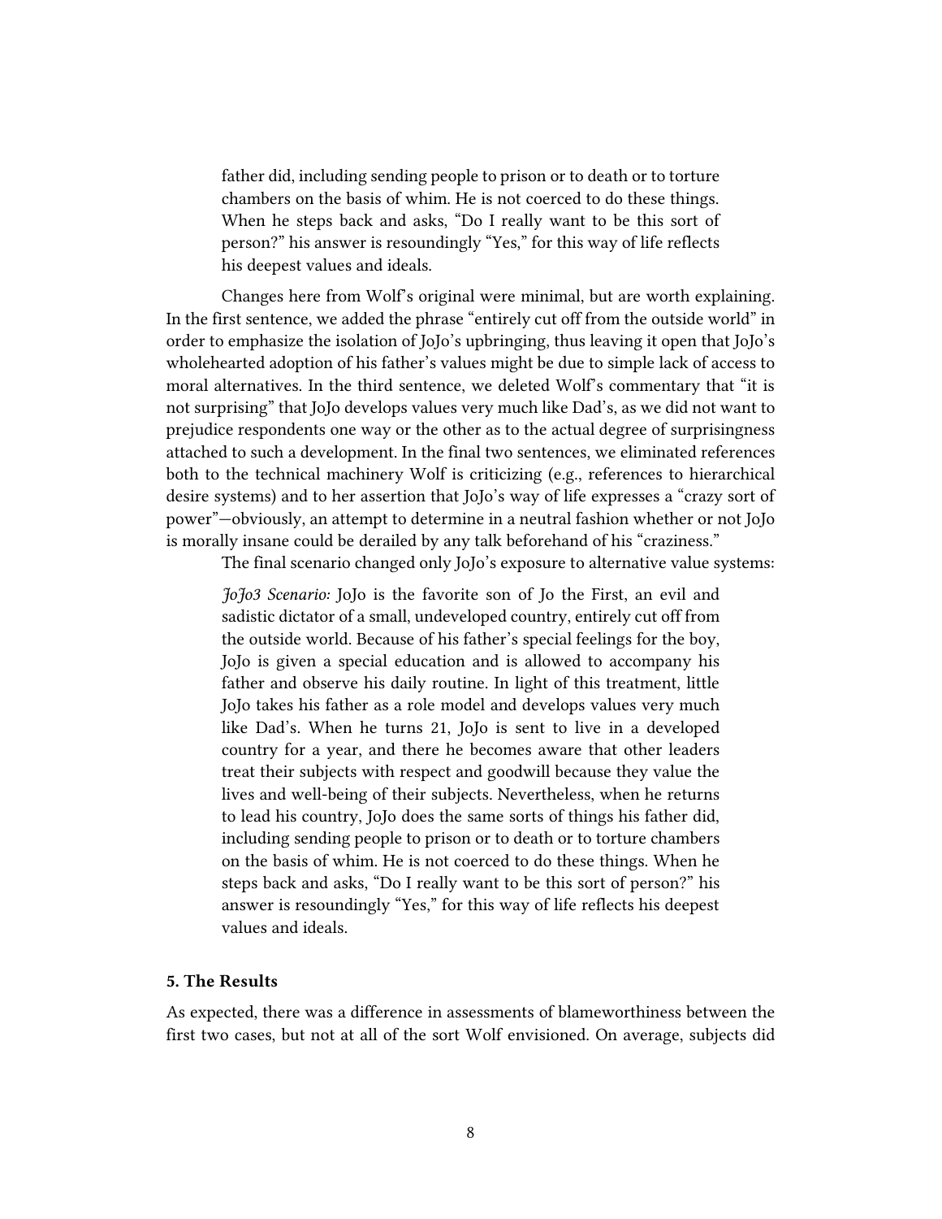> father did, including sending people to prison or to death or to torture chambers on the basis of whim. He is not coerced to do these things. When he steps back and asks, "Do I really want to be this sort of person?" his answer is resoundingly "Yes," for this way of life reflects his deepest values and ideals.

Changes here from Wolf's original were minimal, but are worth explaining. In the first sentence, we added the phrase "entirely cut off from the outside world" in order to emphasize the isolation of JoJo's upbringing, thus leaving it open that JoJo's wholehearted adoption of his father's values might be due to simple lack of access to moral alternatives. In the third sentence, we deleted Wolf's commentary that "it is not surprising" that JoJo develops values very much like Dad's, as we did not want to prejudice respondents one way or the other as to the actual degree of surprisingness attached to such a development. In the final two sentences, we eliminated references both to the technical machinery Wolf is criticizing (e.g., references to hierarchical desire systems) and to her assertion that JoJo's way of life expresses a "crazy sort of power"—obviously, an attempt to determine in a neutral fashion whether or not JoJo is morally insane could be derailed by any talk beforehand of his "craziness."

The final scenario changed only JoJo's exposure to alternative value systems:

> *JoJo3 Scenario:* JoJo is the favorite son of Jo the First, an evil and sadistic dictator of a small, undeveloped country, entirely cut off from the outside world. Because of his father's special feelings for the boy, JoJo is given a special education and is allowed to accompany his father and observe his daily routine. In light of this treatment, little JoJo takes his father as a role model and develops values very much like Dad's. When he turns 21, JoJo is sent to live in a developed country for a year, and there he becomes aware that other leaders treat their subjects with respect and goodwill because they value the lives and well-being of their subjects. Nevertheless, when he returns to lead his country, JoJo does the same sorts of things his father did, including sending people to prison or to death or to torture chambers on the basis of whim. He is not coerced to do these things. When he steps back and asks, "Do I really want to be this sort of person?" his answer is resoundingly "Yes," for this way of life reflects his deepest values and ideals.

### 5. The Results

As expected, there was a difference in assessments of blameworthiness between the first two cases, but not at all of the sort Wolf envisioned. On average, subjects did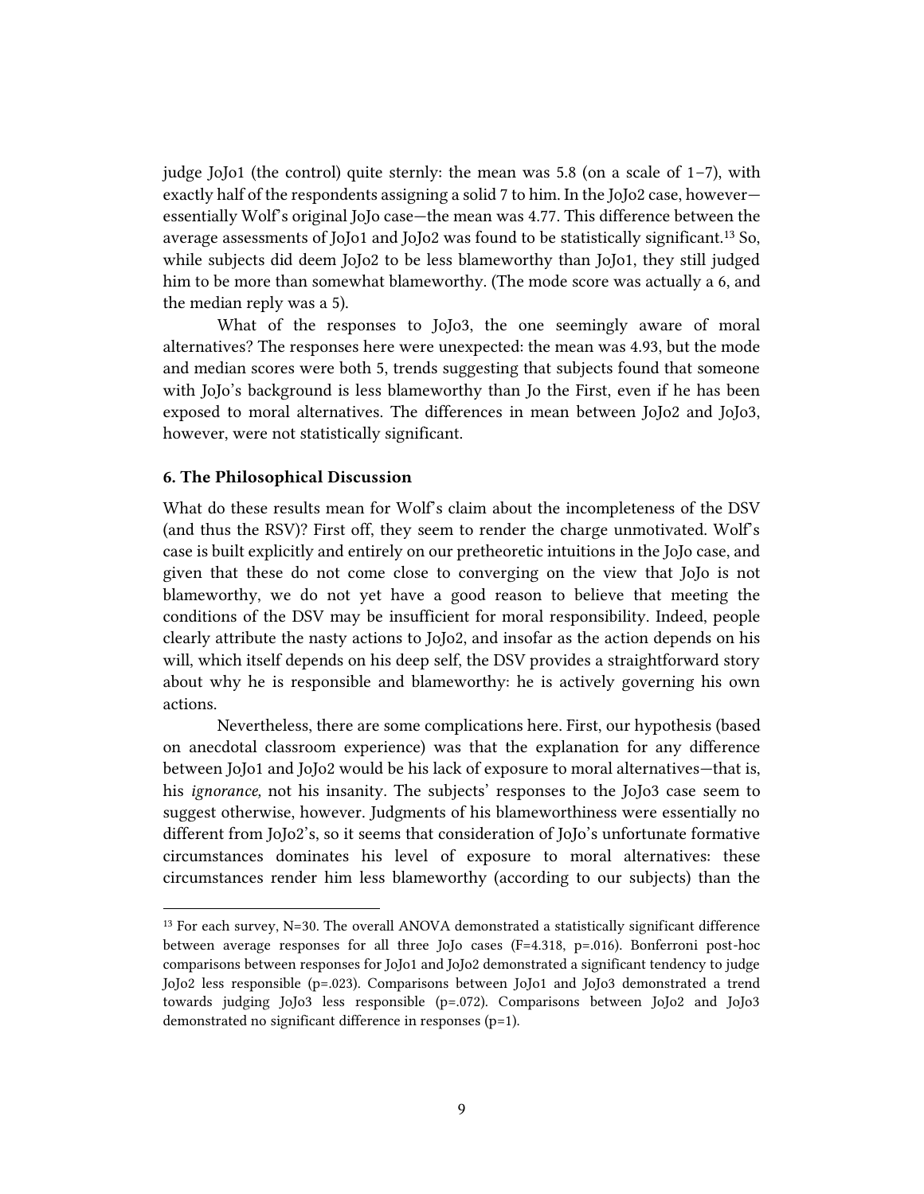judge JoJo1 (the control) quite sternly: the mean was 5.8 (on a scale of 1–7), with exactly half of the respondents assigning a solid 7 to him. In the JoJo2 case, however—essentially Wolf's original JoJo case—the mean was 4.77. This difference between the average assessments of JoJo1 and JoJo2 was found to be statistically significant.[13] So, while subjects did deem JoJo2 to be less blameworthy than JoJo1, they still judged him to be more than somewhat blameworthy. (The mode score was actually a 6, and the median reply was a 5).

What of the responses to JoJo3, the one seemingly aware of moral alternatives? The responses here were unexpected: the mean was 4.93, but the mode and median scores were both 5, trends suggesting that subjects found that someone with JoJo's background is less blameworthy than Jo the First, even if he has been exposed to moral alternatives. The differences in mean between JoJo2 and JoJo3, however, were not statistically significant.

### 6. The Philosophical Discussion

What do these results mean for Wolf's claim about the incompleteness of the DSV (and thus the RSV)? First off, they seem to render the charge unmotivated. Wolf's case is built explicitly and entirely on our pretheoretic intuitions in the JoJo case, and given that these do not come close to converging on the view that JoJo is not blameworthy, we do not yet have a good reason to believe that meeting the conditions of the DSV may be insufficient for moral responsibility. Indeed, people clearly attribute the nasty actions to JoJo2, and insofar as the action depends on his will, which itself depends on his deep self, the DSV provides a straightforward story about why he is responsible and blameworthy: he is actively governing his own actions.

Nevertheless, there are some complications here. First, our hypothesis (based on anecdotal classroom experience) was that the explanation for any difference between JoJo1 and JoJo2 would be his lack of exposure to moral alternatives—that is, his *ignorance,* not his insanity. The subjects' responses to the JoJo3 case seem to suggest otherwise, however. Judgments of his blameworthiness were essentially no different from JoJo2's, so it seems that consideration of JoJo's unfortunate formative circumstances dominates his level of exposure to moral alternatives: these circumstances render him less blameworthy (according to our subjects) than the

---

[13] For each survey, N=30. The overall ANOVA demonstrated a statistically significant difference between average responses for all three JoJo cases ($F=4.318$, $p=.016$). Bonferroni post-hoc comparisons between responses for JoJo1 and JoJo2 demonstrated a significant tendency to judge JoJo2 less responsible ($p=.023$). Comparisons between JoJo1 and JoJo3 demonstrated a trend towards judging JoJo3 less responsible ($p=.072$). Comparisons between JoJo2 and JoJo3 demonstrated no significant difference in responses ($p=1$).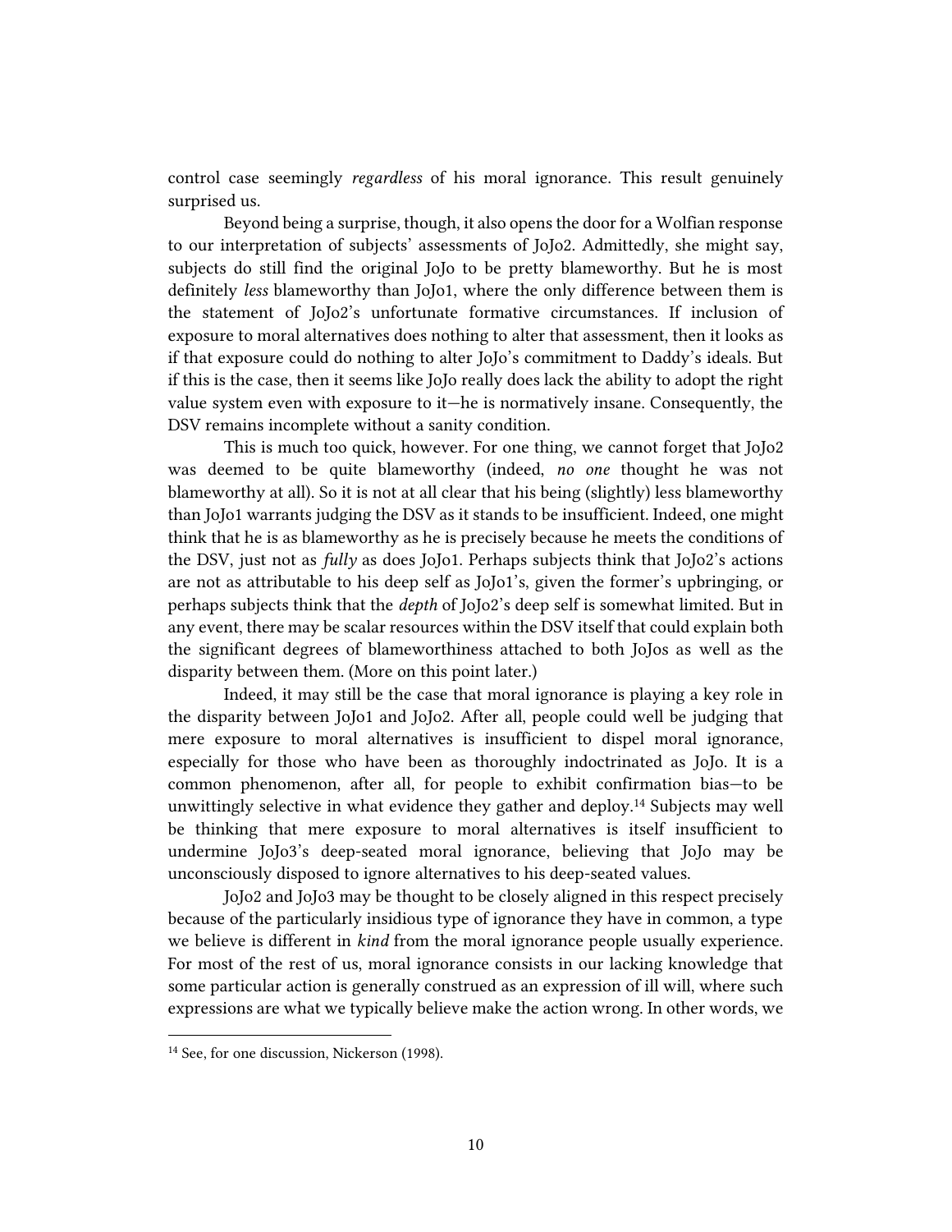control case seemingly *regardless* of his moral ignorance. This result genuinely surprised us.

Beyond being a surprise, though, it also opens the door for a Wolfian response to our interpretation of subjects' assessments of JoJo2. Admittedly, she might say, subjects do still find the original JoJo to be pretty blameworthy. But he is most definitely *less* blameworthy than JoJo1, where the only difference between them is the statement of JoJo2's unfortunate formative circumstances. If inclusion of exposure to moral alternatives does nothing to alter that assessment, then it looks as if that exposure could do nothing to alter JoJo's commitment to Daddy's ideals. But if this is the case, then it seems like JoJo really does lack the ability to adopt the right value system even with exposure to it—he is normatively insane. Consequently, the DSV remains incomplete without a sanity condition.

This is much too quick, however. For one thing, we cannot forget that JoJo2 was deemed to be quite blameworthy (indeed, *no one* thought he was not blameworthy at all). So it is not at all clear that his being (slightly) less blameworthy than JoJo1 warrants judging the DSV as it stands to be insufficient. Indeed, one might think that he is as blameworthy as he is precisely because he meets the conditions of the DSV, just not as *fully* as does JoJo1. Perhaps subjects think that JoJo2's actions are not as attributable to his deep self as JoJo1's, given the former's upbringing, or perhaps subjects think that the *depth* of JoJo2's deep self is somewhat limited. But in any event, there may be scalar resources within the DSV itself that could explain both the significant degrees of blameworthiness attached to both JoJos as well as the disparity between them. (More on this point later.)

Indeed, it may still be the case that moral ignorance is playing a key role in the disparity between JoJo1 and JoJo2. After all, people could well be judging that mere exposure to moral alternatives is insufficient to dispel moral ignorance, especially for those who have been as thoroughly indoctrinated as JoJo. It is a common phenomenon, after all, for people to exhibit confirmation bias—to be unwittingly selective in what evidence they gather and deploy.[14] Subjects may well be thinking that mere exposure to moral alternatives is itself insufficient to undermine JoJo3's deep-seated moral ignorance, believing that JoJo may be unconsciously disposed to ignore alternatives to his deep-seated values.

JoJo2 and JoJo3 may be thought to be closely aligned in this respect precisely because of the particularly insidious type of ignorance they have in common, a type we believe is different in *kind* from the moral ignorance people usually experience. For most of the rest of us, moral ignorance consists in our lacking knowledge that some particular action is generally construed as an expression of ill will, where such expressions are what we typically believe make the action wrong. In other words, we

[14] See, for one discussion, Nickerson (1998).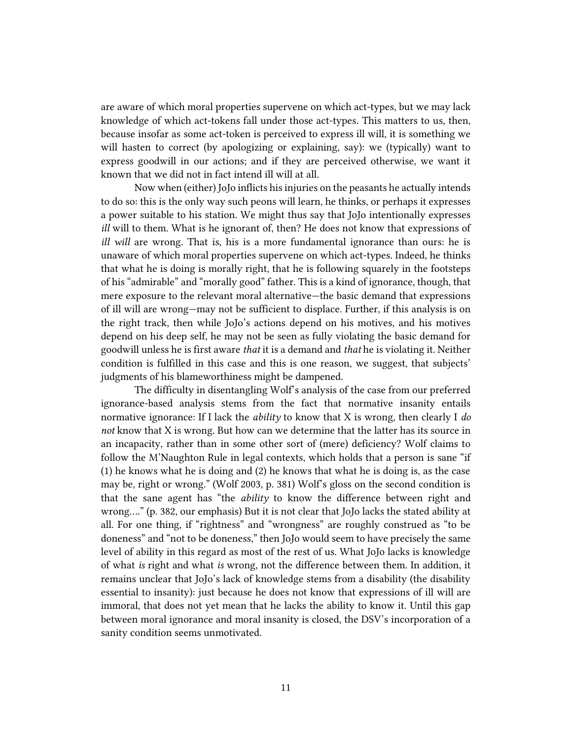are aware of which moral properties supervene on which act-types, but we may lack knowledge of which act-tokens fall under those act-types. This matters to us, then, because insofar as some act-token is perceived to express ill will, it is something we will hasten to correct (by apologizing or explaining, say): we (typically) want to express goodwill in our actions; and if they are perceived otherwise, we want it known that we did not in fact intend ill will at all.

Now when (either) JoJo inflicts his injuries on the peasants he actually intends to do so: this is the only way such peons will learn, he thinks, or perhaps it expresses a power suitable to his station. We might thus say that JoJo intentionally expresses *ill* will to them. What is he ignorant of, then? He does not know that expressions of *ill will* are wrong. That is, his is a more fundamental ignorance than ours: he is unaware of which moral properties supervene on which act-types. Indeed, he thinks that what he is doing is morally right, that he is following squarely in the footsteps of his "admirable" and "morally good" father. This is a kind of ignorance, though, that mere exposure to the relevant moral alternative—the basic demand that expressions of ill will are wrong—may not be sufficient to displace. Further, if this analysis is on the right track, then while JoJo's actions depend on his motives, and his motives depend on his deep self, he may not be seen as fully violating the basic demand for goodwill unless he is first aware *that* it is a demand and *that* he is violating it. Neither condition is fulfilled in this case and this is one reason, we suggest, that subjects' judgments of his blameworthiness might be dampened.

The difficulty in disentangling Wolf's analysis of the case from our preferred ignorance-based analysis stems from the fact that normative insanity entails normative ignorance: If I lack the *ability* to know that X is wrong, then clearly I *do not* know that X is wrong. But how can we determine that the latter has its source in an incapacity, rather than in some other sort of (mere) deficiency? Wolf claims to follow the M'Naughton Rule in legal contexts, which holds that a person is sane "if (1) he knows what he is doing and (2) he knows that what he is doing is, as the case may be, right or wrong." (Wolf 2003, p. 381) Wolf's gloss on the second condition is that the sane agent has "the *ability* to know the difference between right and wrong…." (p. 382, our emphasis) But it is not clear that JoJo lacks the stated ability at all. For one thing, if "rightness" and "wrongness" are roughly construed as "to be doneness" and "not to be doneness," then JoJo would seem to have precisely the same level of ability in this regard as most of the rest of us. What JoJo lacks is knowledge of what *is* right and what *is* wrong, not the difference between them. In addition, it remains unclear that JoJo's lack of knowledge stems from a disability (the disability essential to insanity): just because he does not know that expressions of ill will are immoral, that does not yet mean that he lacks the ability to know it. Until this gap between moral ignorance and moral insanity is closed, the DSV's incorporation of a sanity condition seems unmotivated.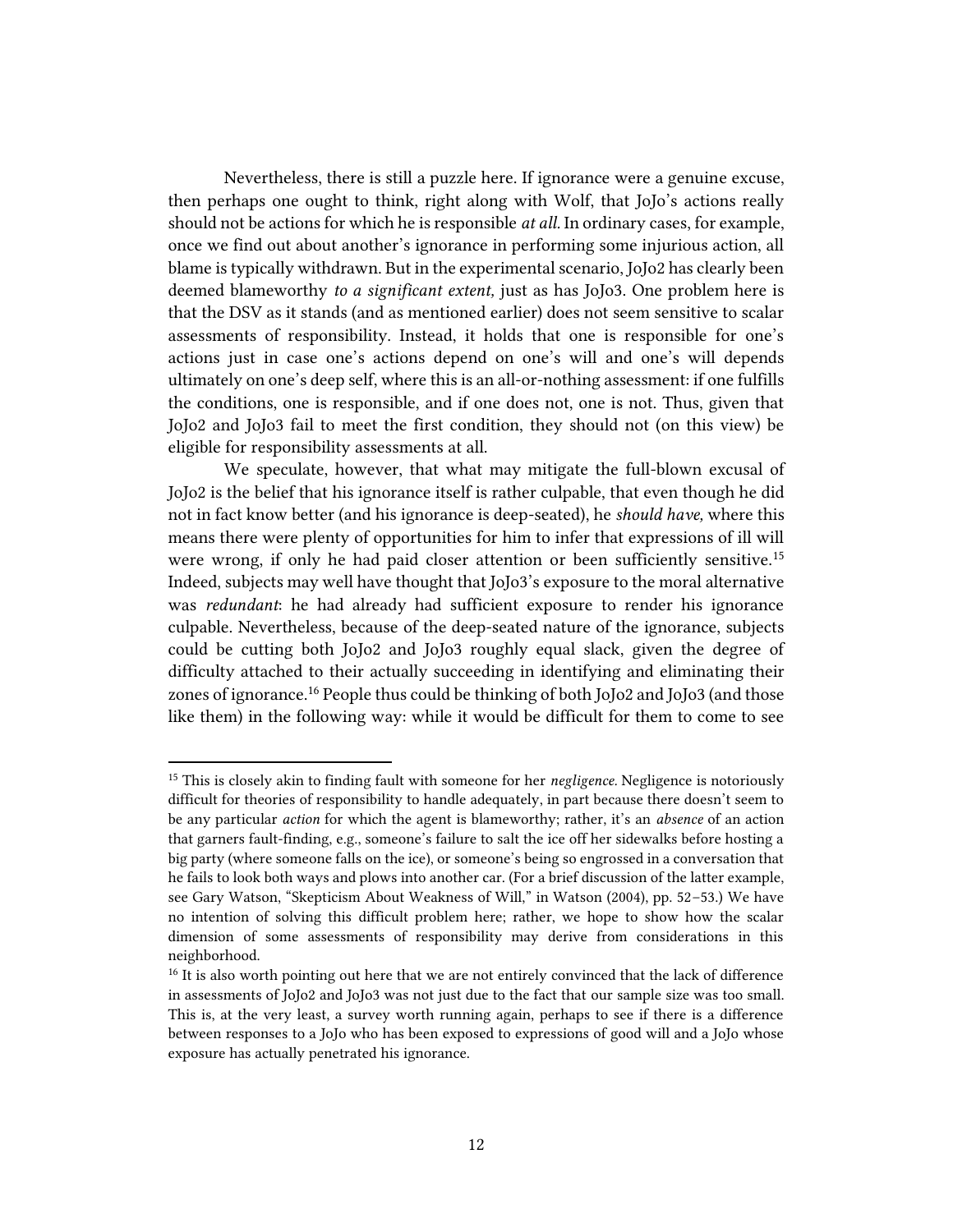Nevertheless, there is still a puzzle here. If ignorance were a genuine excuse, then perhaps one ought to think, right along with Wolf, that JoJo's actions really should not be actions for which he is responsible *at all.* In ordinary cases, for example, once we find out about another's ignorance in performing some injurious action, all blame is typically withdrawn. But in the experimental scenario, JoJo2 has clearly been deemed blameworthy *to a significant extent,* just as has JoJo3. One problem here is that the DSV as it stands (and as mentioned earlier) does not seem sensitive to scalar assessments of responsibility. Instead, it holds that one is responsible for one's actions just in case one's actions depend on one's will and one's will depends ultimately on one's deep self, where this is an all-or-nothing assessment: if one fulfills the conditions, one is responsible, and if one does not, one is not. Thus, given that JoJo2 and JoJo3 fail to meet the first condition, they should not (on this view) be eligible for responsibility assessments at all.

We speculate, however, that what may mitigate the full-blown excusal of JoJo2 is the belief that his ignorance itself is rather culpable, that even though he did not in fact know better (and his ignorance is deep-seated), he *should have,* where this means there were plenty of opportunities for him to infer that expressions of ill will were wrong, if only he had paid closer attention or been sufficiently sensitive.[15] Indeed, subjects may well have thought that JoJo3's exposure to the moral alternative was *redundant*: he had already had sufficient exposure to render his ignorance culpable. Nevertheless, because of the deep-seated nature of the ignorance, subjects could be cutting both JoJo2 and JoJo3 roughly equal slack, given the degree of difficulty attached to their actually succeeding in identifying and eliminating their zones of ignorance.[16] People thus could be thinking of both JoJo2 and JoJo3 (and those like them) in the following way: while it would be difficult for them to come to see

---

[15] This is closely akin to finding fault with someone for her *negligence.* Negligence is notoriously difficult for theories of responsibility to handle adequately, in part because there doesn't seem to be any particular *action* for which the agent is blameworthy; rather, it's an *absence* of an action that garners fault-finding, e.g., someone's failure to salt the ice off her sidewalks before hosting a big party (where someone falls on the ice), or someone's being so engrossed in a conversation that he fails to look both ways and plows into another car. (For a brief discussion of the latter example, see Gary Watson, "Skepticism About Weakness of Will," in Watson (2004), pp. 52–53.) We have no intention of solving this difficult problem here; rather, we hope to show how the scalar dimension of some assessments of responsibility may derive from considerations in this neighborhood.

[16] It is also worth pointing out here that we are not entirely convinced that the lack of difference in assessments of JoJo2 and JoJo3 was not just due to the fact that our sample size was too small. This is, at the very least, a survey worth running again, perhaps to see if there is a difference between responses to a JoJo who has been exposed to expressions of good will and a JoJo whose exposure has actually penetrated his ignorance.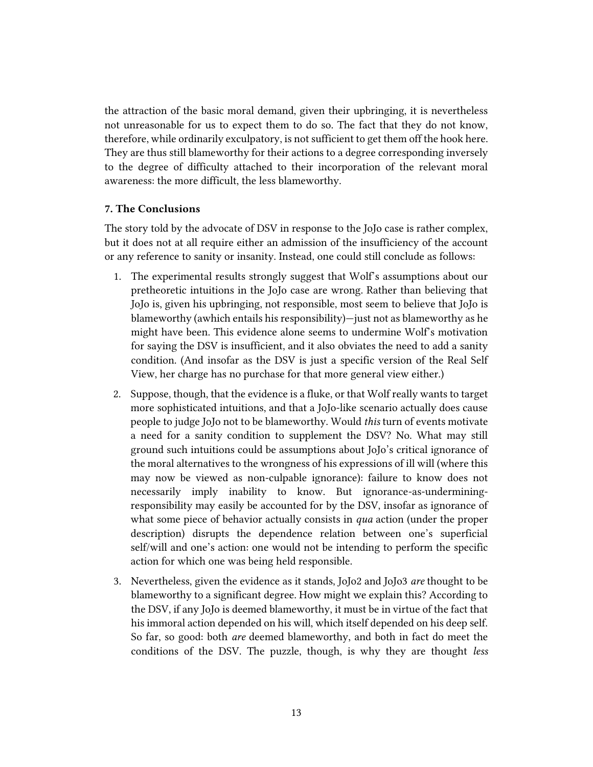the attraction of the basic moral demand, given their upbringing, it is nevertheless not unreasonable for us to expect them to do so. The fact that they do not know, therefore, while ordinarily exculpatory, is not sufficient to get them off the hook here. They are thus still blameworthy for their actions to a degree corresponding inversely to the degree of difficulty attached to their incorporation of the relevant moral awareness: the more difficult, the less blameworthy.

### 7. The Conclusions

The story told by the advocate of DSV in response to the JoJo case is rather complex, but it does not at all require either an admission of the insufficiency of the account or any reference to sanity or insanity. Instead, one could still conclude as follows:

1. The experimental results strongly suggest that Wolf's assumptions about our pretheoretic intuitions in the JoJo case are wrong. Rather than believing that JoJo is, given his upbringing, not responsible, most seem to believe that JoJo is blameworthy (awhich entails his responsibility)—just not as blameworthy as he might have been. This evidence alone seems to undermine Wolf's motivation for saying the DSV is insufficient, and it also obviates the need to add a sanity condition. (And insofar as the DSV is just a specific version of the Real Self View, her charge has no purchase for that more general view either.)

2. Suppose, though, that the evidence is a fluke, or that Wolf really wants to target more sophisticated intuitions, and that a JoJo-like scenario actually does cause people to judge JoJo not to be blameworthy. Would *this* turn of events motivate a need for a sanity condition to supplement the DSV? No. What may still ground such intuitions could be assumptions about JoJo's critical ignorance of the moral alternatives to the wrongness of his expressions of ill will (where this may now be viewed as non-culpable ignorance): failure to know does not necessarily imply inability to know. But ignorance-as-undermining-responsibility may easily be accounted for by the DSV, insofar as ignorance of what some piece of behavior actually consists in *qua* action (under the proper description) disrupts the dependence relation between one's superficial self/will and one's action: one would not be intending to perform the specific action for which one was being held responsible.

3. Nevertheless, given the evidence as it stands, JoJo2 and JoJo3 *are* thought to be blameworthy to a significant degree. How might we explain this? According to the DSV, if any JoJo is deemed blameworthy, it must be in virtue of the fact that his immoral action depended on his will, which itself depended on his deep self. So far, so good: both *are* deemed blameworthy, and both in fact do meet the conditions of the DSV. The puzzle, though, is why they are thought *less*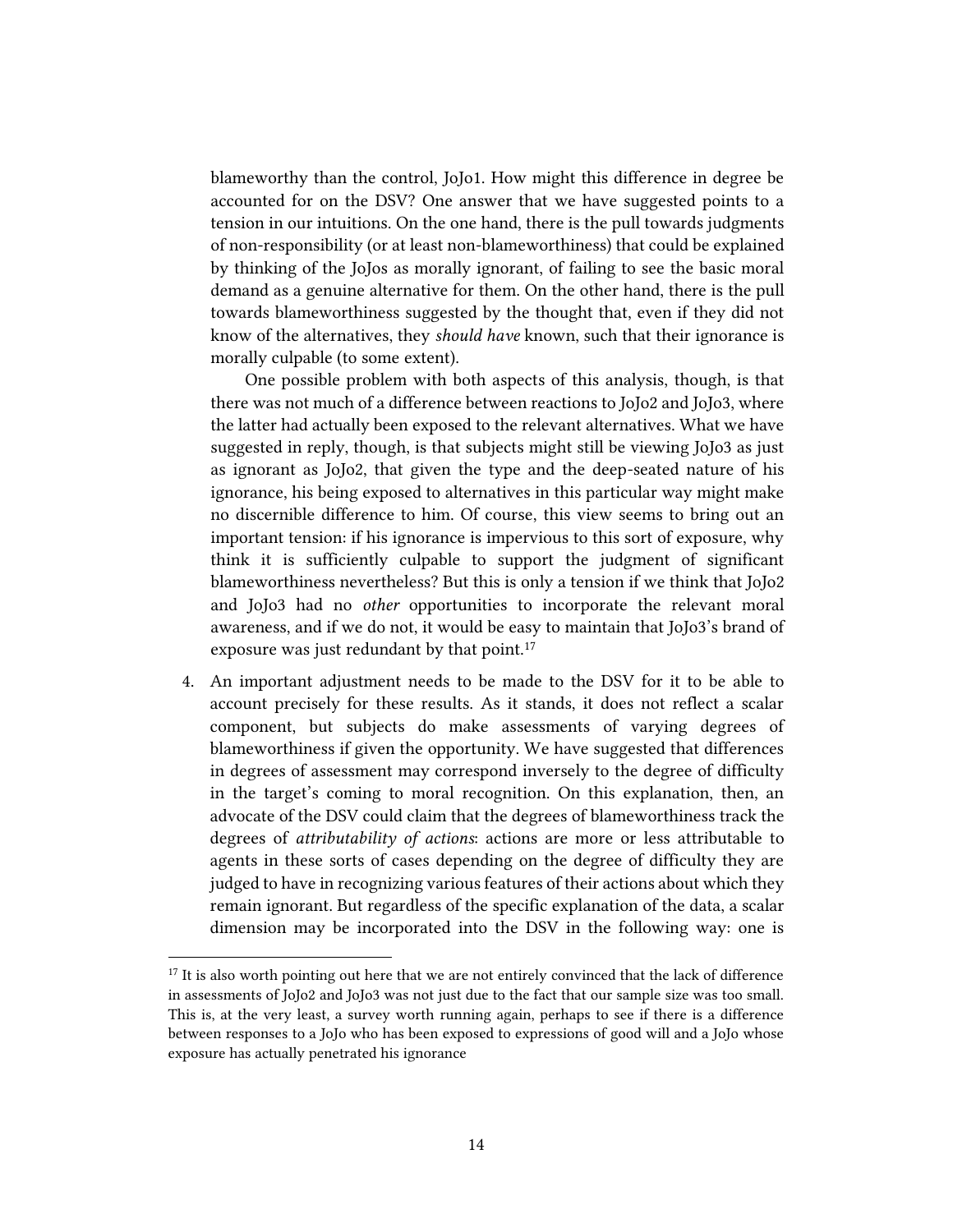blameworthy than the control, JoJo1. How might this difference in degree be accounted for on the DSV? One answer that we have suggested points to a tension in our intuitions. On the one hand, there is the pull towards judgments of non-responsibility (or at least non-blameworthiness) that could be explained by thinking of the JoJos as morally ignorant, of failing to see the basic moral demand as a genuine alternative for them. On the other hand, there is the pull towards blameworthiness suggested by the thought that, even if they did not know of the alternatives, they *should have* known, such that their ignorance is morally culpable (to some extent).

One possible problem with both aspects of this analysis, though, is that there was not much of a difference between reactions to JoJo2 and JoJo3, where the latter had actually been exposed to the relevant alternatives. What we have suggested in reply, though, is that subjects might still be viewing JoJo3 as just as ignorant as JoJo2, that given the type and the deep-seated nature of his ignorance, his being exposed to alternatives in this particular way might make no discernible difference to him. Of course, this view seems to bring out an important tension: if his ignorance is impervious to this sort of exposure, why think it is sufficiently culpable to support the judgment of significant blameworthiness nevertheless? But this is only a tension if we think that JoJo2 and JoJo3 had no *other* opportunities to incorporate the relevant moral awareness, and if we do not, it would be easy to maintain that JoJo3's brand of exposure was just redundant by that point.[17]

4. An important adjustment needs to be made to the DSV for it to be able to account precisely for these results. As it stands, it does not reflect a scalar component, but subjects do make assessments of varying degrees of blameworthiness if given the opportunity. We have suggested that differences in degrees of assessment may correspond inversely to the degree of difficulty in the target's coming to moral recognition. On this explanation, then, an advocate of the DSV could claim that the degrees of blameworthiness track the degrees of *attributability of actions*: actions are more or less attributable to agents in these sorts of cases depending on the degree of difficulty they are judged to have in recognizing various features of their actions about which they remain ignorant. But regardless of the specific explanation of the data, a scalar dimension may be incorporated into the DSV in the following way: one is

[17] It is also worth pointing out here that we are not entirely convinced that the lack of difference in assessments of JoJo2 and JoJo3 was not just due to the fact that our sample size was too small. This is, at the very least, a survey worth running again, perhaps to see if there is a difference between responses to a JoJo who has been exposed to expressions of good will and a JoJo whose exposure has actually penetrated his ignorance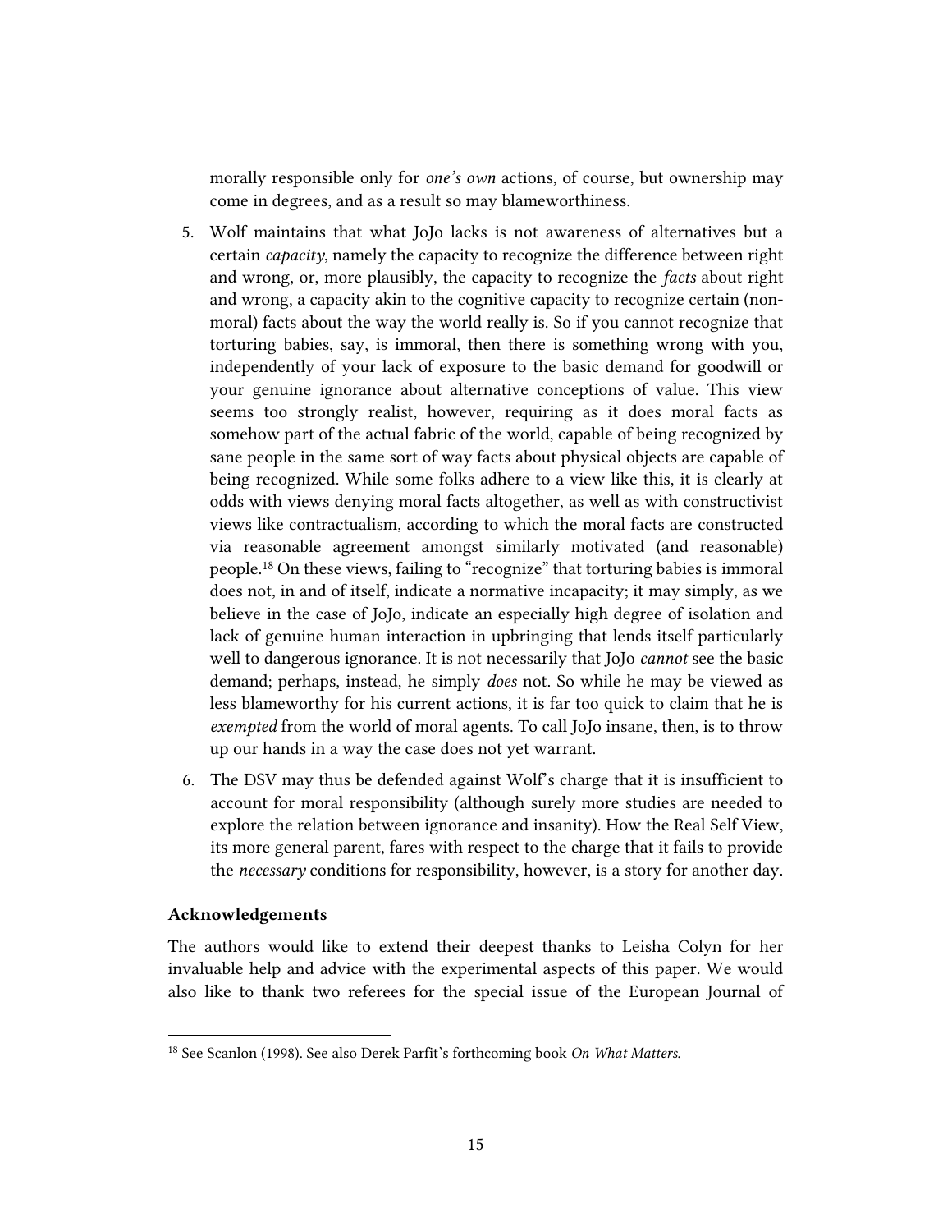morally responsible only for *one's own* actions, of course, but ownership may come in degrees, and as a result so may blameworthiness.

5. Wolf maintains that what JoJo lacks is not awareness of alternatives but a certain *capacity*, namely the capacity to recognize the difference between right and wrong, or, more plausibly, the capacity to recognize the *facts* about right and wrong, a capacity akin to the cognitive capacity to recognize certain (non-moral) facts about the way the world really is. So if you cannot recognize that torturing babies, say, is immoral, then there is something wrong with you, independently of your lack of exposure to the basic demand for goodwill or your genuine ignorance about alternative conceptions of value. This view seems too strongly realist, however, requiring as it does moral facts as somehow part of the actual fabric of the world, capable of being recognized by sane people in the same sort of way facts about physical objects are capable of being recognized. While some folks adhere to a view like this, it is clearly at odds with views denying moral facts altogether, as well as with constructivist views like contractualism, according to which the moral facts are constructed via reasonable agreement amongst similarly motivated (and reasonable) people.[18] On these views, failing to "recognize" that torturing babies is immoral does not, in and of itself, indicate a normative incapacity; it may simply, as we believe in the case of JoJo, indicate an especially high degree of isolation and lack of genuine human interaction in upbringing that lends itself particularly well to dangerous ignorance. It is not necessarily that JoJo *cannot* see the basic demand; perhaps, instead, he simply *does* not. So while he may be viewed as less blameworthy for his current actions, it is far too quick to claim that he is *exempted* from the world of moral agents. To call JoJo insane, then, is to throw up our hands in a way the case does not yet warrant.

6. The DSV may thus be defended against Wolf's charge that it is insufficient to account for moral responsibility (although surely more studies are needed to explore the relation between ignorance and insanity). How the Real Self View, its more general parent, fares with respect to the charge that it fails to provide the *necessary* conditions for responsibility, however, is a story for another day.

**Acknowledgements**

The authors would like to extend their deepest thanks to Leisha Colyn for her invaluable help and advice with the experimental aspects of this paper. We would also like to thank two referees for the special issue of the European Journal of

[18] See Scanlon (1998). See also Derek Parfit's forthcoming book *On What Matters*.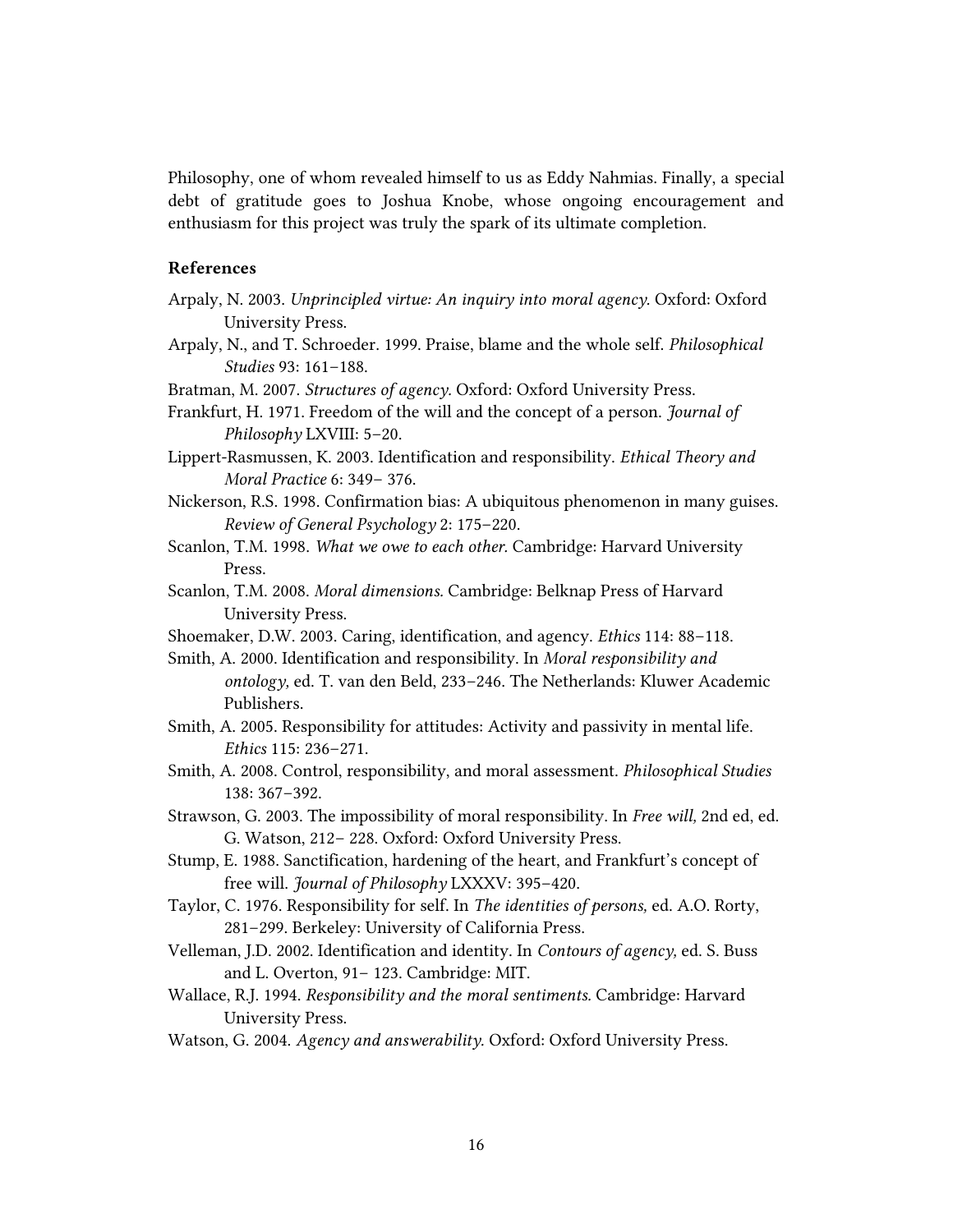Philosophy, one of whom revealed himself to us as Eddy Nahmias. Finally, a special debt of gratitude goes to Joshua Knobe, whose ongoing encouragement and enthusiasm for this project was truly the spark of its ultimate completion.

### References

Arpaly, N. 2003. *Unprincipled virtue: An inquiry into moral agency.* Oxford: Oxford University Press.

Arpaly, N., and T. Schroeder. 1999. Praise, blame and the whole self. *Philosophical Studies* 93: 161–188.

Bratman, M. 2007. *Structures of agency.* Oxford: Oxford University Press.

Frankfurt, H. 1971. Freedom of the will and the concept of a person. *Journal of Philosophy* LXVIII: 5–20.

Lippert-Rasmussen, K. 2003. Identification and responsibility. *Ethical Theory and Moral Practice* 6: 349– 376.

Nickerson, R.S. 1998. Confirmation bias: A ubiquitous phenomenon in many guises. *Review of General Psychology* 2: 175–220.

Scanlon, T.M. 1998. *What we owe to each other.* Cambridge: Harvard University Press.

Scanlon, T.M. 2008. *Moral dimensions.* Cambridge: Belknap Press of Harvard University Press.

Shoemaker, D.W. 2003. Caring, identification, and agency. *Ethics* 114: 88–118.

Smith, A. 2000. Identification and responsibility. In *Moral responsibility and ontology,* ed. T. van den Beld, 233–246. The Netherlands: Kluwer Academic Publishers.

Smith, A. 2005. Responsibility for attitudes: Activity and passivity in mental life. *Ethics* 115: 236–271.

Smith, A. 2008. Control, responsibility, and moral assessment. *Philosophical Studies* 138: 367–392.

Strawson, G. 2003. The impossibility of moral responsibility. In *Free will,* 2nd ed, ed. G. Watson, 212– 228. Oxford: Oxford University Press.

Stump, E. 1988. Sanctification, hardening of the heart, and Frankfurt's concept of free will. *Journal of Philosophy* LXXXV: 395–420.

Taylor, C. 1976. Responsibility for self. In *The identities of persons,* ed. A.O. Rorty, 281–299. Berkeley: University of California Press.

Velleman, J.D. 2002. Identification and identity. In *Contours of agency,* ed. S. Buss and L. Overton, 91– 123. Cambridge: MIT.

Wallace, R.J. 1994. *Responsibility and the moral sentiments.* Cambridge: Harvard University Press.

Watson, G. 2004. *Agency and answerability.* Oxford: Oxford University Press.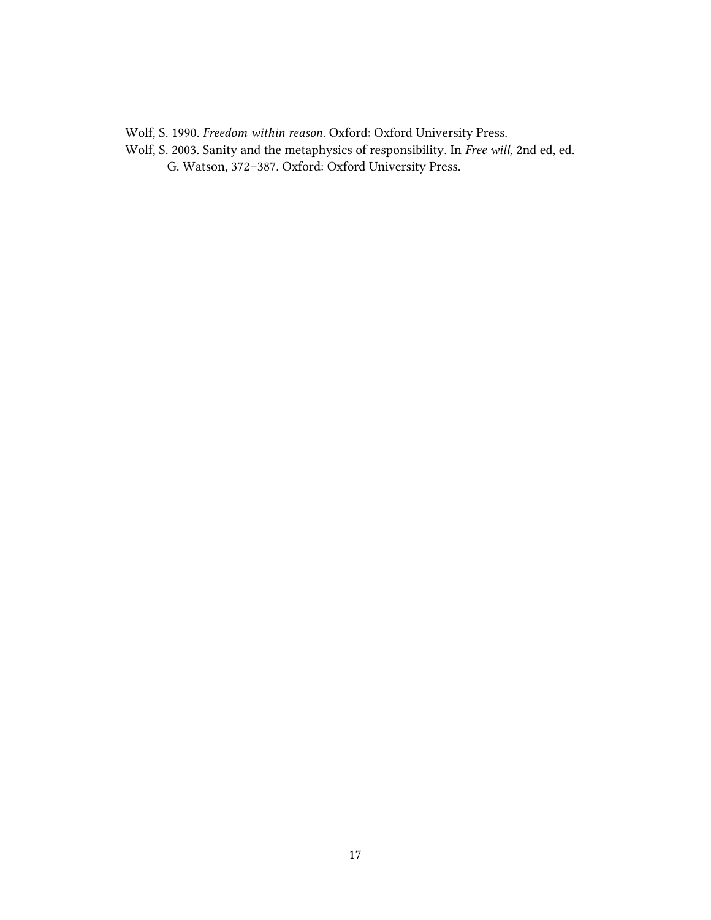Wolf, S. 1990. *Freedom within reason*. Oxford: Oxford University Press.

Wolf, S. 2003. Sanity and the metaphysics of responsibility. In *Free will*, 2nd ed, ed. G. Watson, 372–387. Oxford: Oxford University Press.